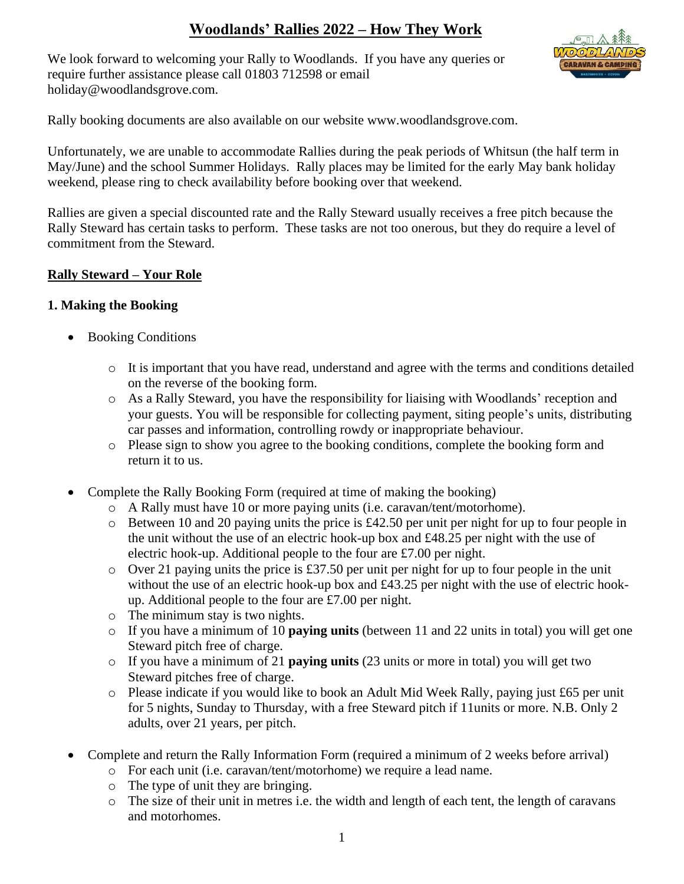# Woodlands' Rallies 2022 – How They Work

We look forward to welcoming your Rally to Woodlands. If you have any queries or require further assistance please call 01803 712598 or email holiday@woodlandsgrove.com.

Rally booking documents are also available on our website www.woodlandsgrove.com.

Unfortunately, we are unable to accommodate Rallies during the peak periods of Whitsun (the half term in May/June) and the school Summer Holidays. Rally places may be limited for the early May bank holiday weekend, please ring to check availability before booking over that weekend.

Rallies are given a special discounted rate and the Rally Steward usually receives a free pitch because the Rally Steward has certain tasks to perform. These tasks are not too onerous, but they do require a level of commitment from the Steward.

## Rally Steward – Your Role

### 1. Making the Booking

- Booking Conditions
  - It is important that you have read, understand and agree with the terms and conditions detailed on the reverse of the booking form.
  - As a Rally Steward, you have the responsibility for liaising with Woodlands' reception and your guests. You will be responsible for collecting payment, siting people's units, distributing car passes and information, controlling rowdy or inappropriate behaviour.
  - Please sign to show you agree to the booking conditions, complete the booking form and return it to us.
- Complete the Rally Booking Form (required at time of making the booking)
  - A Rally must have 10 or more paying units (i.e. caravan/tent/motorhome).
  - Between 10 and 20 paying units the price is £42.50 per unit per night for up to four people in the unit without the use of an electric hook-up box and £48.25 per night with the use of electric hook-up. Additional people to the four are £7.00 per night.
  - Over 21 paying units the price is £37.50 per unit per night for up to four people in the unit without the use of an electric hook-up box and £43.25 per night with the use of electric hook-up. Additional people to the four are £7.00 per night.
  - The minimum stay is two nights.
  - If you have a minimum of 10 **paying units** (between 11 and 22 units in total) you will get one Steward pitch free of charge.
  - If you have a minimum of 21 **paying units** (23 units or more in total) you will get two Steward pitches free of charge.
  - Please indicate if you would like to book an Adult Mid Week Rally, paying just £65 per unit for 5 nights, Sunday to Thursday, with a free Steward pitch if 11units or more. N.B. Only 2 adults, over 21 years, per pitch.
- Complete and return the Rally Information Form (required a minimum of 2 weeks before arrival)
  - For each unit (i.e. caravan/tent/motorhome) we require a lead name.
  - The type of unit they are bringing.
  - The size of their unit in metres i.e. the width and length of each tent, the length of caravans and motorhomes.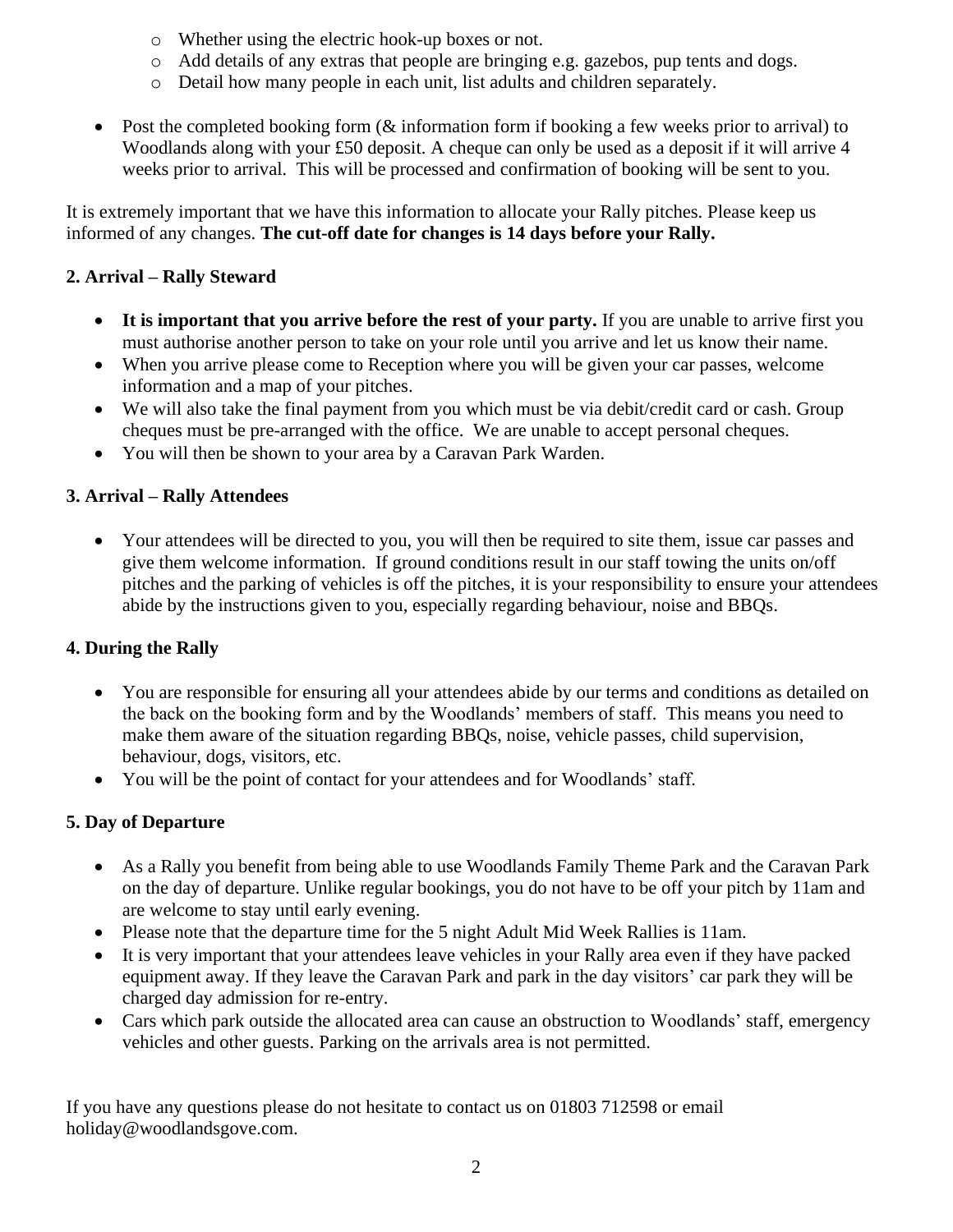- Whether using the electric hook-up boxes or not.
- Add details of any extras that people are bringing e.g. gazebos, pup tents and dogs.
- Detail how many people in each unit, list adults and children separately.

- Post the completed booking form (& information form if booking a few weeks prior to arrival) to Woodlands along with your £50 deposit. A cheque can only be used as a deposit if it will arrive 4 weeks prior to arrival. This will be processed and confirmation of booking will be sent to you.

It is extremely important that we have this information to allocate your Rally pitches. Please keep us informed of any changes. **The cut-off date for changes is 14 days before your Rally.**

**2. Arrival – Rally Steward**

- **It is important that you arrive before the rest of your party.** If you are unable to arrive first you must authorise another person to take on your role until you arrive and let us know their name.
- When you arrive please come to Reception where you will be given your car passes, welcome information and a map of your pitches.
- We will also take the final payment from you which must be via debit/credit card or cash. Group cheques must be pre-arranged with the office. We are unable to accept personal cheques.
- You will then be shown to your area by a Caravan Park Warden.

**3. Arrival – Rally Attendees**

- Your attendees will be directed to you, you will then be required to site them, issue car passes and give them welcome information. If ground conditions result in our staff towing the units on/off pitches and the parking of vehicles is off the pitches, it is your responsibility to ensure your attendees abide by the instructions given to you, especially regarding behaviour, noise and BBQs.

**4. During the Rally**

- You are responsible for ensuring all your attendees abide by our terms and conditions as detailed on the back on the booking form and by the Woodlands' members of staff. This means you need to make them aware of the situation regarding BBQs, noise, vehicle passes, child supervision, behaviour, dogs, visitors, etc.
- You will be the point of contact for your attendees and for Woodlands' staff.

**5. Day of Departure**

- As a Rally you benefit from being able to use Woodlands Family Theme Park and the Caravan Park on the day of departure. Unlike regular bookings, you do not have to be off your pitch by 11am and are welcome to stay until early evening.
- Please note that the departure time for the 5 night Adult Mid Week Rallies is 11am.
- It is very important that your attendees leave vehicles in your Rally area even if they have packed equipment away. If they leave the Caravan Park and park in the day visitors' car park they will be charged day admission for re-entry.
- Cars which park outside the allocated area can cause an obstruction to Woodlands' staff, emergency vehicles and other guests. Parking on the arrivals area is not permitted.

If you have any questions please do not hesitate to contact us on 01803 712598 or email holiday@woodlandsgove.com.